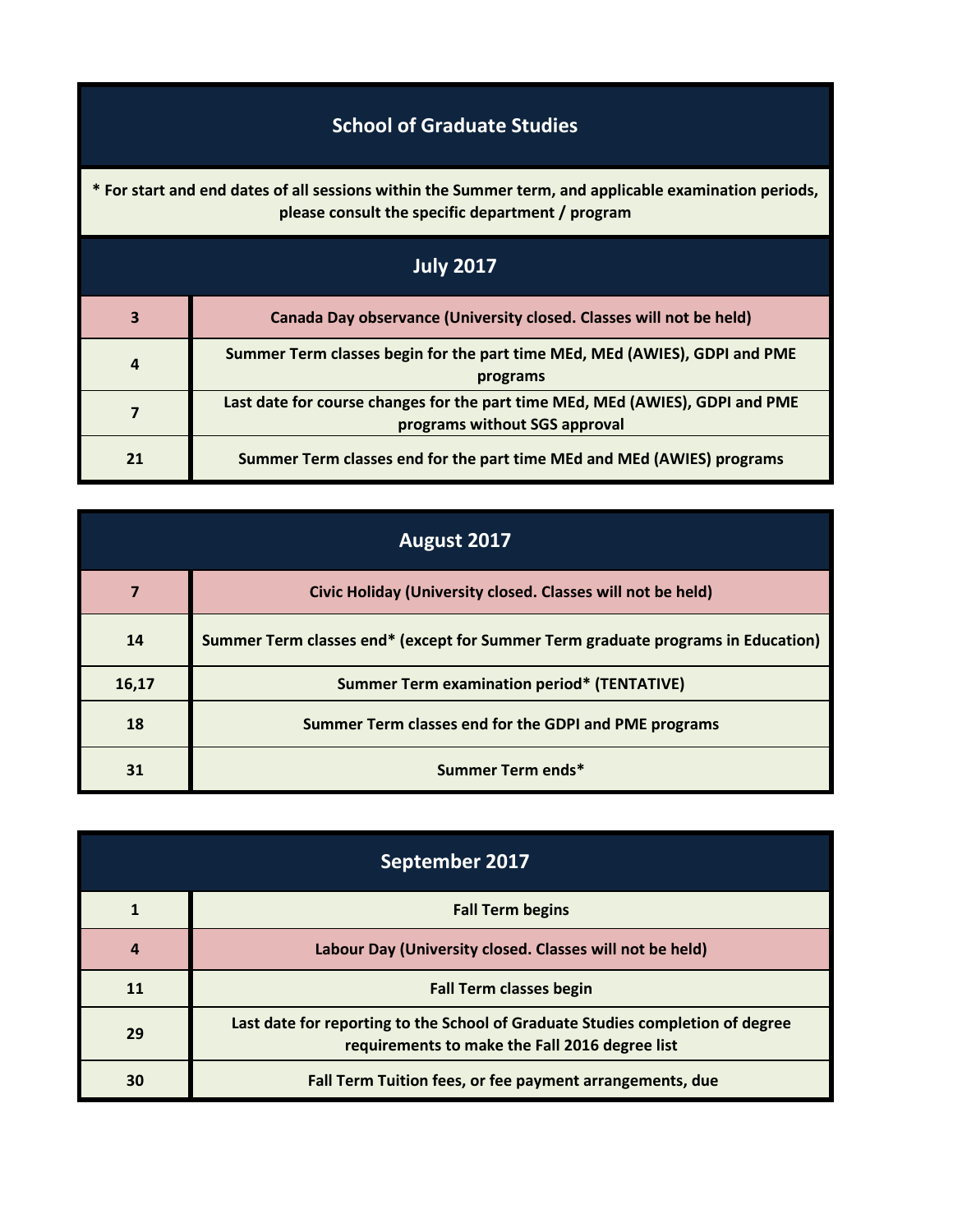# School of Graduate Studies

**\* For start and end dates of all sessions within the Summer term, and applicable examination periods, please consult the specific department / program**

## July 2017

| | |
|---|---|
| 3 | Canada Day observance (University closed. Classes will not be held) |
| 4 | Summer Term classes begin for the part time MEd, MEd (AWIES), GDPI and PME programs |
| 7 | Last date for course changes for the part time MEd, MEd (AWIES), GDPI and PME programs without SGS approval |
| 21 | Summer Term classes end for the part time MEd and MEd (AWIES) programs |

## August 2017

| | |
|---|---|
| 7 | Civic Holiday (University closed. Classes will not be held) |
| 14 | Summer Term classes end* (except for Summer Term graduate programs in Education) |
| 16,17 | Summer Term examination period* (TENTATIVE) |
| 18 | Summer Term classes end for the GDPI and PME programs |
| 31 | Summer Term ends* |

## September 2017

| | |
|---|---|
| 1 | Fall Term begins |
| 4 | Labour Day (University closed. Classes will not be held) |
| 11 | Fall Term classes begin |
| 29 | Last date for reporting to the School of Graduate Studies completion of degree requirements to make the Fall 2016 degree list |
| 30 | Fall Term Tuition fees, or fee payment arrangements, due |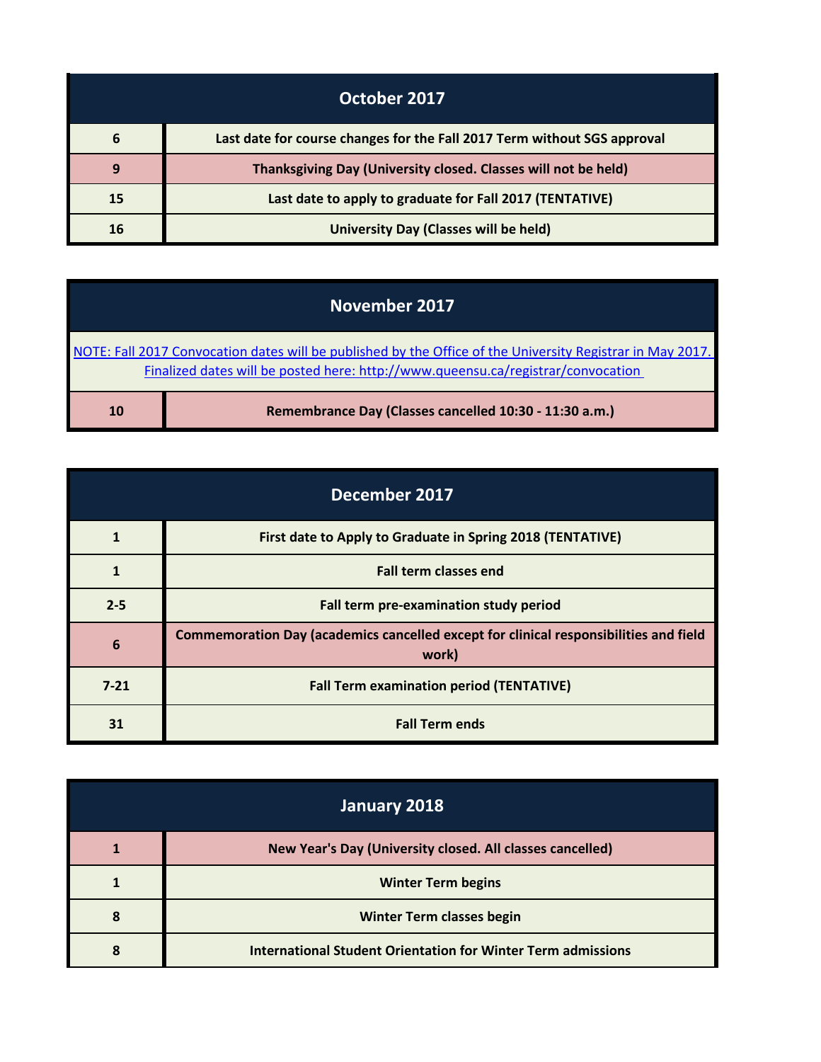| October 2017 | |
|---|---|
| 6 | Last date for course changes for the Fall 2017 Term without SGS approval |
| 9 | Thanksgiving Day (University closed. Classes will not be held) |
| 15 | Last date to apply to graduate for Fall 2017 (TENTATIVE) |
| 16 | University Day (Classes will be held) |

| November 2017 | |
|---|---|
| NOTE: Fall 2017 Convocation dates will be published by the Office of the University Registrar in May 2017. Finalized dates will be posted here: http://www.queensu.ca/registrar/convocation | |
| 10 | Remembrance Day (Classes cancelled 10:30 - 11:30 a.m.) |

| December 2017 | |
|---|---|
| 1 | First date to Apply to Graduate in Spring 2018 (TENTATIVE) |
| 1 | Fall term classes end |
| 2-5 | Fall term pre-examination study period |
| 6 | Commemoration Day (academics cancelled except for clinical responsibilities and field work) |
| 7-21 | Fall Term examination period (TENTATIVE) |
| 31 | Fall Term ends |

| January 2018 | |
|---|---|
| 1 | New Year's Day (University closed. All classes cancelled) |
| 1 | Winter Term begins |
| 8 | Winter Term classes begin |
| 8 | International Student Orientation for Winter Term admissions |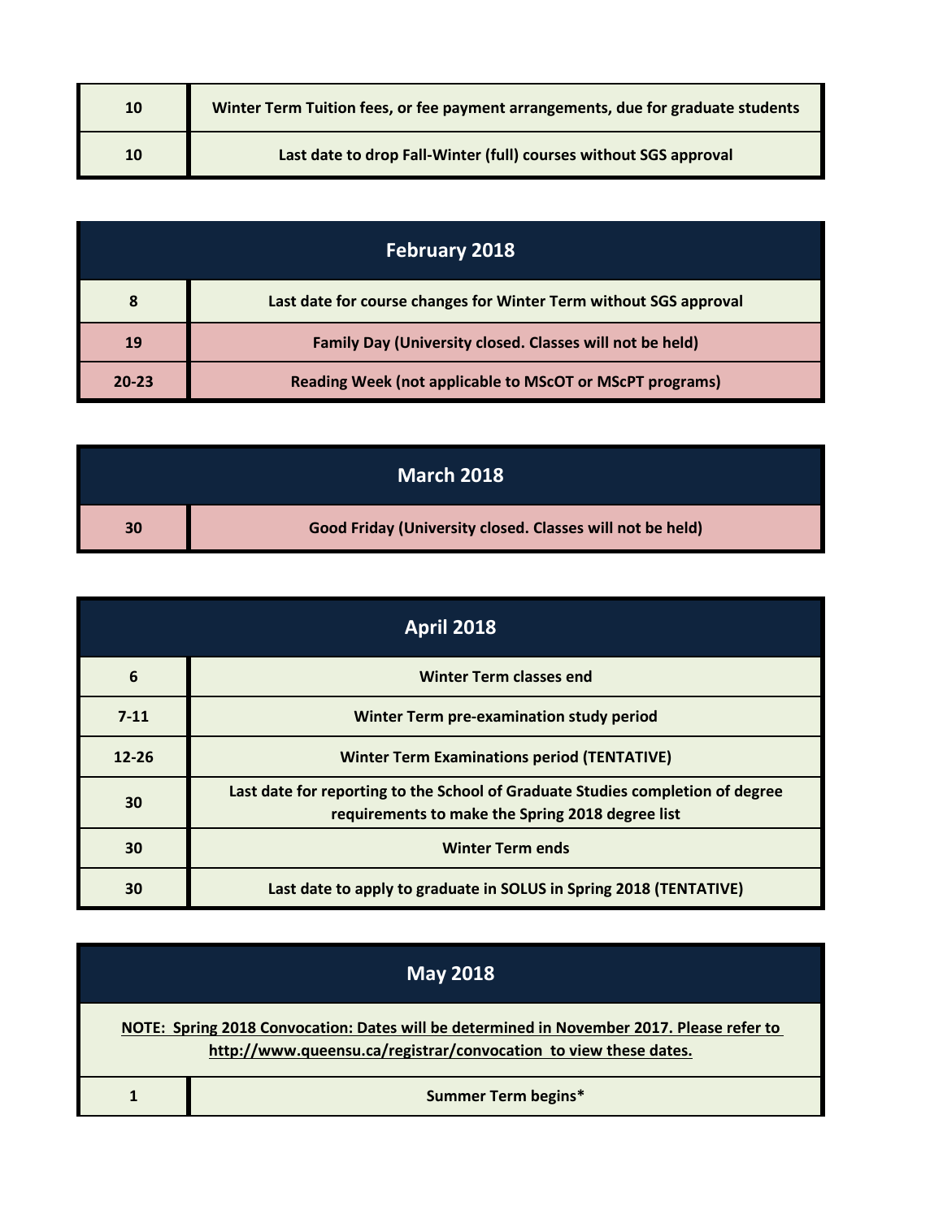| | |
|---|---|
| 10 | Winter Term Tuition fees, or fee payment arrangements, due for graduate students |
| 10 | Last date to drop Fall-Winter (full) courses without SGS approval |

| February 2018 | |
|---|---|
| 8 | Last date for course changes for Winter Term without SGS approval |
| 19 | Family Day (University closed. Classes will not be held) |
| 20-23 | Reading Week (not applicable to MScOT or MScPT programs) |

| March 2018 | |
|---|---|
| 30 | Good Friday (University closed. Classes will not be held) |

| April 2018 | |
|---|---|
| 6 | Winter Term classes end |
| 7-11 | Winter Term pre-examination study period |
| 12-26 | Winter Term Examinations period (TENTATIVE) |
| 30 | Last date for reporting to the School of Graduate Studies completion of degree requirements to make the Spring 2018 degree list |
| 30 | Winter Term ends |
| 30 | Last date to apply to graduate in SOLUS in Spring 2018 (TENTATIVE) |

| May 2018 | |
|---|---|
| NOTE: Spring 2018 Convocation: Dates will be determined in November 2017. Please refer to http://www.queensu.ca/registrar/convocation to view these dates. | |
| 1 | Summer Term begins* |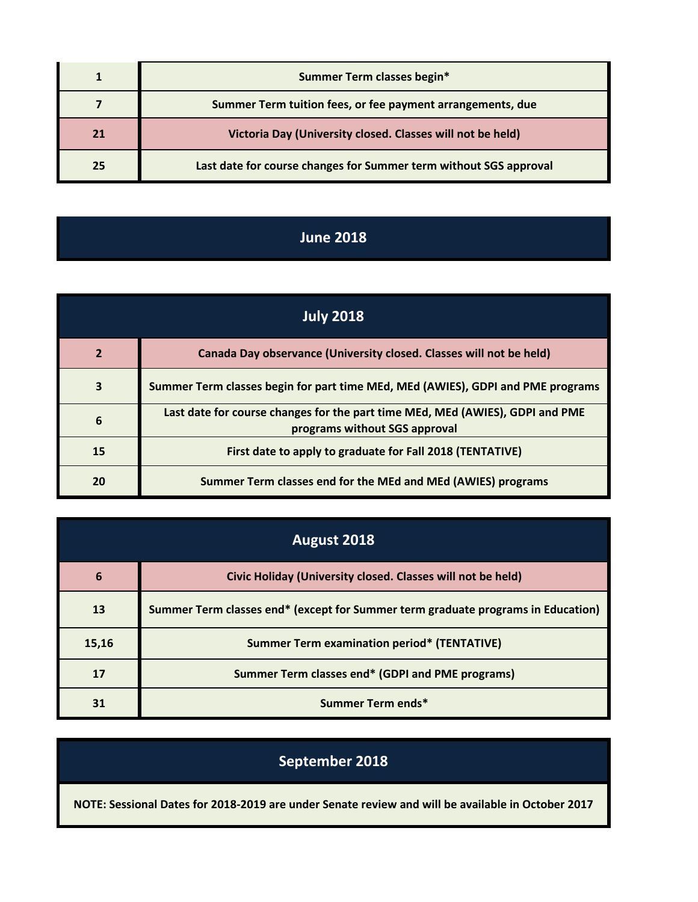| | |
|---|---|
| 1 | Summer Term classes begin* |
| 7 | Summer Term tuition fees, or fee payment arrangements, due |
| 21 | Victoria Day (University closed. Classes will not be held) |
| 25 | Last date for course changes for Summer term without SGS approval |

## June 2018

## July 2018

| | |
|---|---|
| 2 | Canada Day observance (University closed. Classes will not be held) |
| 3 | Summer Term classes begin for part time MEd, MEd (AWIES), GDPI and PME programs |
| 6 | Last date for course changes for the part time MEd, MEd (AWIES), GDPI and PME programs without SGS approval |
| 15 | First date to apply to graduate for Fall 2018 (TENTATIVE) |
| 20 | Summer Term classes end for the MEd and MEd (AWIES) programs |

## August 2018

| | |
|---|---|
| 6 | Civic Holiday (University closed. Classes will not be held) |
| 13 | Summer Term classes end* (except for Summer term graduate programs in Education) |
| 15,16 | Summer Term examination period* (TENTATIVE) |
| 17 | Summer Term classes end* (GDPI and PME programs) |
| 31 | Summer Term ends* |

## September 2018

**NOTE: Sessional Dates for 2018-2019 are under Senate review and will be available in October 2017**